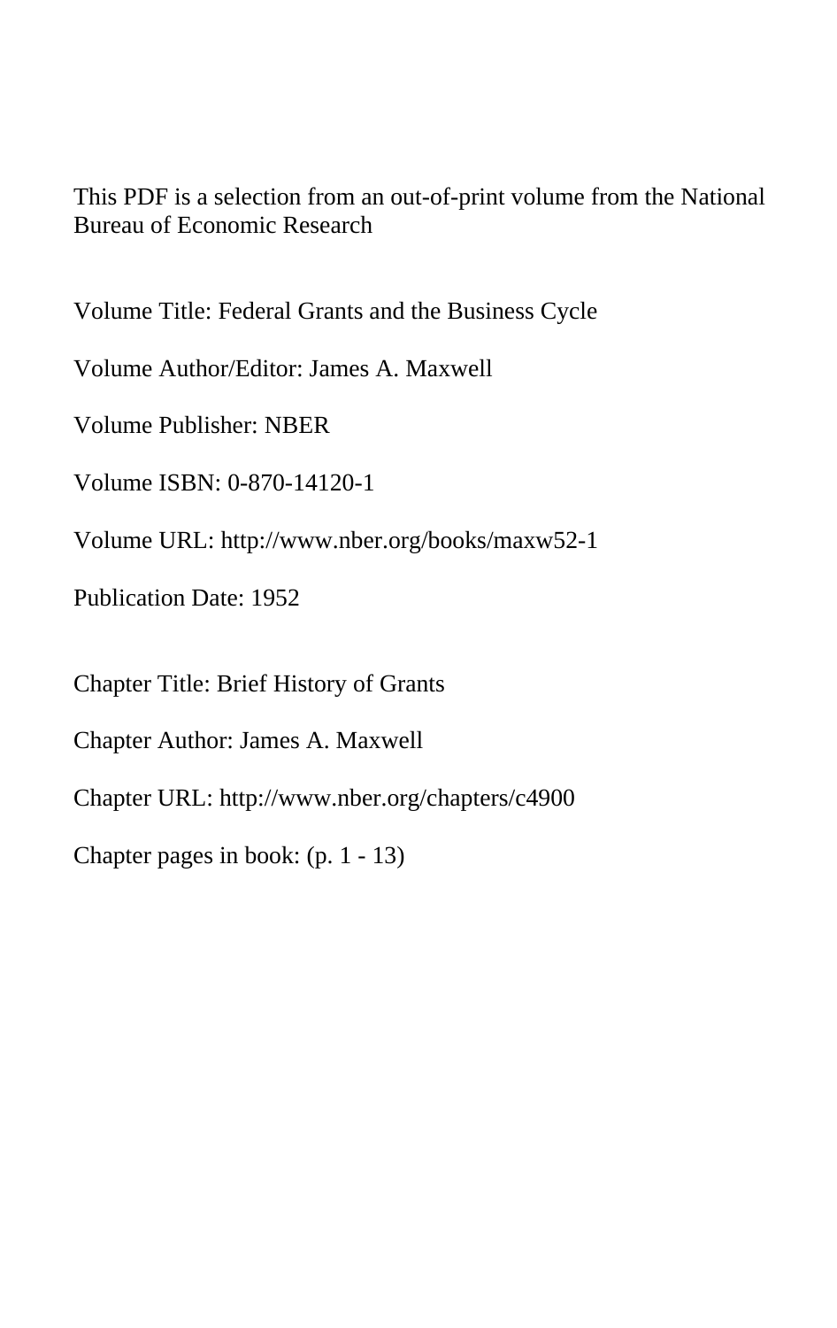This PDF is a selection from an out-of-print volume from the National Bureau of Economic Research

Volume Title: Federal Grants and the Business Cycle

Volume Author/Editor: James A. Maxwell

Volume Publisher: NBER

Volume ISBN: 0-870-14120-1

Volume URL: http://www.nber.org/books/maxw52-1

Publication Date: 1952

Chapter Title: Brief History of Grants

Chapter Author: James A. Maxwell

Chapter URL: http://www.nber.org/chapters/c4900

Chapter pages in book: (p. 1 - 13)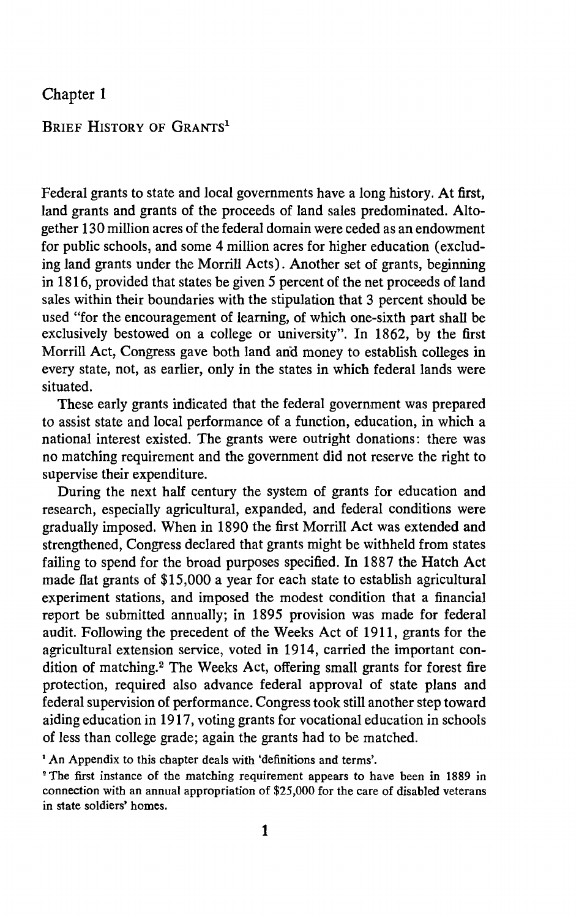# Chapter 1

## Brief History of Grants[1]

Federal grants to state and local governments have a long history. At first, land grants and grants of the proceeds of land sales predominated. Altogether 130 million acres of the federal domain were ceded as an endowment for public schools, and some 4 million acres for higher education (excluding land grants under the Morrill Acts). Another set of grants, beginning in 1816, provided that states be given 5 percent of the net proceeds of land sales within their boundaries with the stipulation that 3 percent should be used "for the encouragement of learning, of which one-sixth part shall be exclusively bestowed on a college or university". In 1862, by the first Morrill Act, Congress gave both land and money to establish colleges in every state, not, as earlier, only in the states in which federal lands were situated.

These early grants indicated that the federal government was prepared to assist state and local performance of a function, education, in which a national interest existed. The grants were outright donations: there was no matching requirement and the government did not reserve the right to supervise their expenditure.

During the next half century the system of grants for education and research, especially agricultural, expanded, and federal conditions were gradually imposed. When in 1890 the first Morrill Act was extended and strengthened, Congress declared that grants might be withheld from states failing to spend for the broad purposes specified. In 1887 the Hatch Act made flat grants of $15,000 a year for each state to establish agricultural experiment stations, and imposed the modest condition that a financial report be submitted annually; in 1895 provision was made for federal audit. Following the precedent of the Weeks Act of 1911, grants for the agricultural extension service, voted in 1914, carried the important condition of matching.[2] The Weeks Act, offering small grants for forest fire protection, required also advance federal approval of state plans and federal supervision of performance. Congress took still another step toward aiding education in 1917, voting grants for vocational education in schools of less than college grade; again the grants had to be matched.

[1] An Appendix to this chapter deals with 'definitions and terms'.

[2] The first instance of the matching requirement appears to have been in 1889 in connection with an annual appropriation of $25,000 for the care of disabled veterans in state soldiers' homes.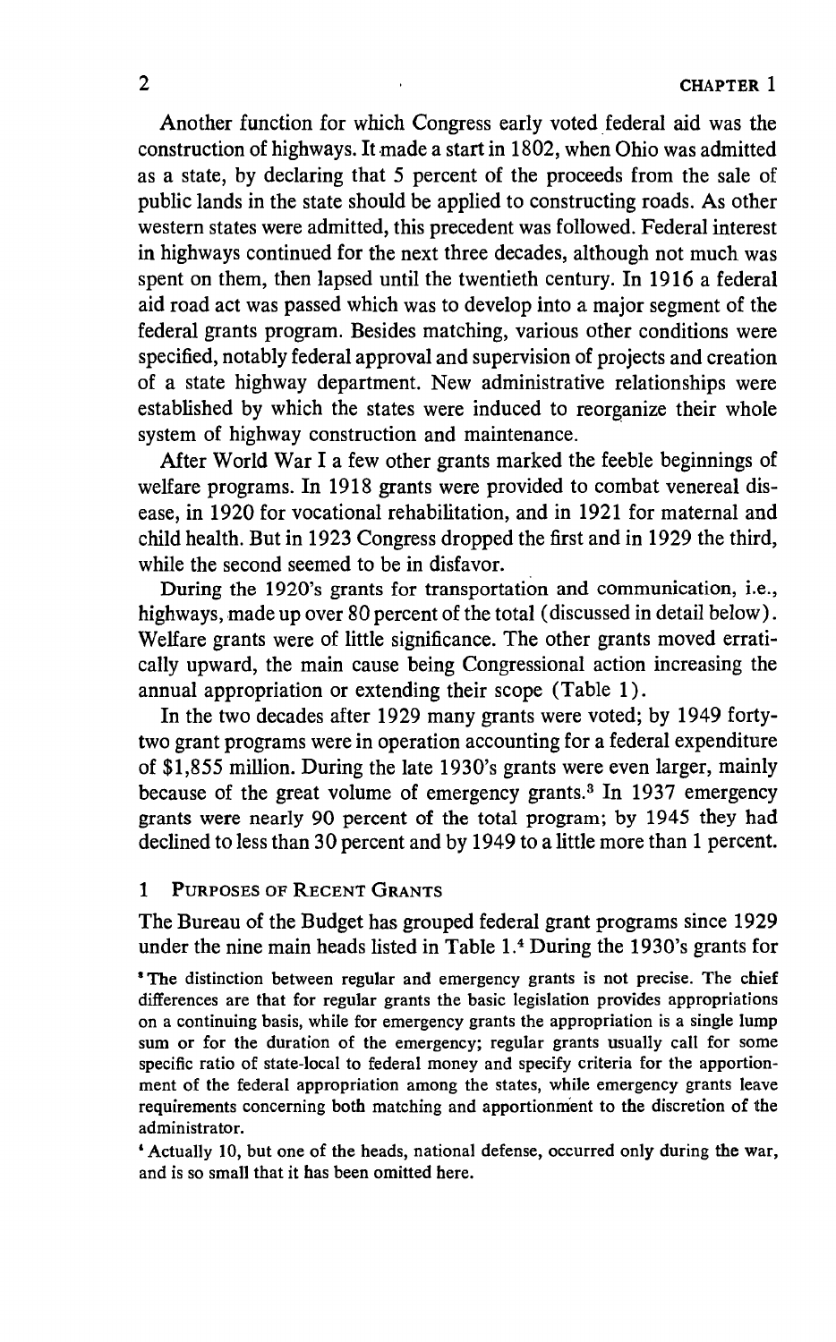Another function for which Congress early voted federal aid was the construction of highways. It made a start in 1802, when Ohio was admitted as a state, by declaring that 5 percent of the proceeds from the sale of public lands in the state should be applied to constructing roads. As other western states were admitted, this precedent was followed. Federal interest in highways continued for the next three decades, although not much was spent on them, then lapsed until the twentieth century. In 1916 a federal aid road act was passed which was to develop into a major segment of the federal grants program. Besides matching, various other conditions were specified, notably federal approval and supervision of projects and creation of a state highway department. New administrative relationships were established by which the states were induced to reorganize their whole system of highway construction and maintenance.

After World War I a few other grants marked the feeble beginnings of welfare programs. In 1918 grants were provided to combat venereal disease, in 1920 for vocational rehabilitation, and in 1921 for maternal and child health. But in 1923 Congress dropped the first and in 1929 the third, while the second seemed to be in disfavor.

During the 1920's grants for transportation and communication, i.e., highways, made up over 80 percent of the total (discussed in detail below). Welfare grants were of little significance. The other grants moved erratically upward, the main cause being Congressional action increasing the annual appropriation or extending their scope (Table 1).

In the two decades after 1929 many grants were voted; by 1949 forty-two grant programs were in operation accounting for a federal expenditure of $1,855 million. During the late 1930's grants were even larger, mainly because of the great volume of emergency grants.[3] In 1937 emergency grants were nearly 90 percent of the total program; by 1945 they had declined to less than 30 percent and by 1949 to a little more than 1 percent.

## 1 Purposes of Recent Grants

The Bureau of the Budget has grouped federal grant programs since 1929 under the nine main heads listed in Table 1.[4] During the 1930's grants for

[3] The distinction between regular and emergency grants is not precise. The chief differences are that for regular grants the basic legislation provides appropriations on a continuing basis, while for emergency grants the appropriation is a single lump sum or for the duration of the emergency; regular grants usually call for some specific ratio of state-local to federal money and specify criteria for the apportionment of the federal appropriation among the states, while emergency grants leave requirements concerning both matching and apportionment to the discretion of the administrator.

[4] Actually 10, but one of the heads, national defense, occurred only during the war, and is so small that it has been omitted here.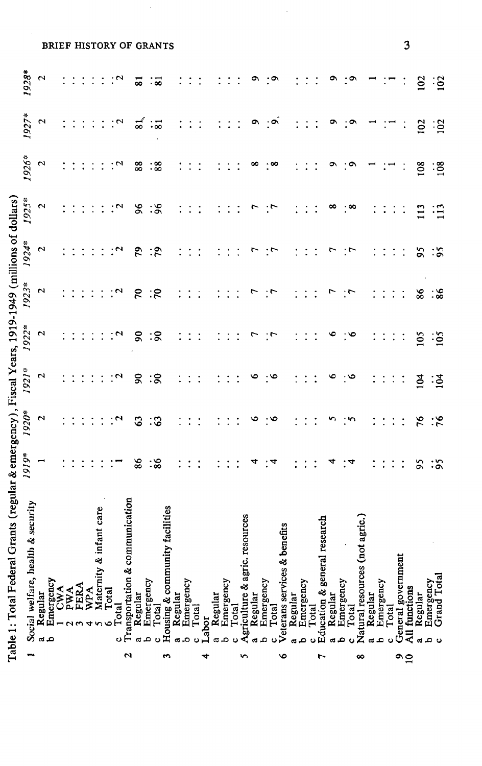Table 1: Total Federal Grants (regular & emergency), Fiscal Years, 1919-1949 (millions of dollars)

| | | 1919* | 1920* | 1921* | 1922* | 1923* | 1924* | 1925* | 1926* | 1927* | 1928* |
|---|---|---|---|---|---|---|---|---|---|---|---|
| 1 | Social welfare, health & security | | | | | | | | | | |
| | a Regular | 1 | 2 | 2 | 2 | 2 | 2 | 2 | 2 | 2 | 2 |
| | b Emergency | | | | | | | | | | |
| | 1 CWA | ... | ... | ... | ... | ... | ... | ... | ... | ... | ... |
| | 2 PWA | ... | ... | ... | ... | ... | ... | ... | ... | ... | ... |
| | 3 FERA | ... | ... | ... | ... | ... | ... | ... | ... | ... | ... |
| | 4 WPA | ... | ... | ... | ... | ... | ... | ... | ... | ... | ... |
| | 5 Maternity & infant care | ... | ... | ... | ... | ... | ... | ... | ... | ... | ... |
| | 6 Total | ... | ... | ... | ... | ... | ... | ... | ... | ... | ... |
| | c Total | 1 | 2 | 2 | 2 | 2 | 2 | 2 | 2 | 2 | 2 |
| 2 | Transportation & communication | | | | | | | | | | |
| | a Regular | 86 | 63 | 90 | 90 | 70 | 79 | 96 | 88 | 81 | 81 |
| | b Emergency | ... | ... | ... | ... | ... | ... | ... | ... | ... | ... |
| | c Total | 86 | 63 | 90 | 90 | 70 | 79 | 96 | 88 | 81 | 81 |
| 3 | Housing & community facilities | | | | | | | | | | |
| | a Regular | ... | ... | ... | ... | ... | ... | ... | ... | ... | ... |
| | b Emergency | ... | ... | ... | ... | ... | ... | ... | ... | ... | ... |
| | c Total | ... | ... | ... | ... | ... | ... | ... | ... | ... | ... |
| 4 | Labor | | | | | | | | | | |
| | a Regular | ... | ... | ... | ... | ... | ... | ... | ... | ... | ... |
| | b Emergency | ... | ... | ... | ... | ... | ... | ... | ... | ... | ... |
| | c Total | ... | ... | ... | ... | ... | ... | ... | ... | ... | ... |
| 5 | Agriculture & agric. resources | | | | | | | | | | |
| | a Regular | 4 | 6 | 6 | 7 | 7 | 7 | 7 | 8 | 9 | 9 |
| | b Emergency | ... | ... | ... | ... | ... | ... | ... | ... | ... | ... |
| | c Total | 4 | 6 | 6 | 7 | 7 | 7 | 7 | 8 | 9 | 9 |
| 6 | Veterans services & benefits | | | | | | | | | | |
| | a Regular | ... | ... | ... | ... | ... | ... | ... | ... | ... | ... |
| | b Emergency | ... | ... | ... | ... | ... | ... | ... | ... | ... | ... |
| | c Total | ... | ... | ... | ... | ... | ... | ... | ... | ... | ... |
| 7 | Education & general research | | | | | | | | | | |
| | a Regular | 4 | 5 | 6 | 6 | 7 | 7 | 8 | 9 | 9 | 9 |
| | b Emergency | ... | ... | ... | ... | ... | ... | ... | ... | ... | ... |
| | c Total | 4 | 5 | 6 | 6 | 7 | 7 | 8 | 9 | 9 | 9 |
| 8 | Natural resources (not agric.) | | | | | | | | | | |
| | a Regular | ... | ... | ... | ... | ... | ... | ... | 1 | 1 | 1 |
| | b Emergency | ... | ... | ... | ... | ... | ... | ... | ... | ... | ... |
| | c Total | ... | ... | ... | ... | ... | ... | ... | 1 | 1 | 1 |
| 9 | General government | ... | ... | ... | ... | ... | ... | ... | ... | ... | ... |
| 10 | All functions | | | | | | | | | | |
| | a Regular | 95 | 76 | 104 | 105 | 86 | 95 | 113 | 108 | 102 | 102 |
| | b Emergency | ... | ... | ... | ... | ... | ... | ... | ... | ... | ... |
| | c Grand Total | 95 | 76 | 104 | 105 | 86 | 95 | 113 | 108 | 102 | 102 |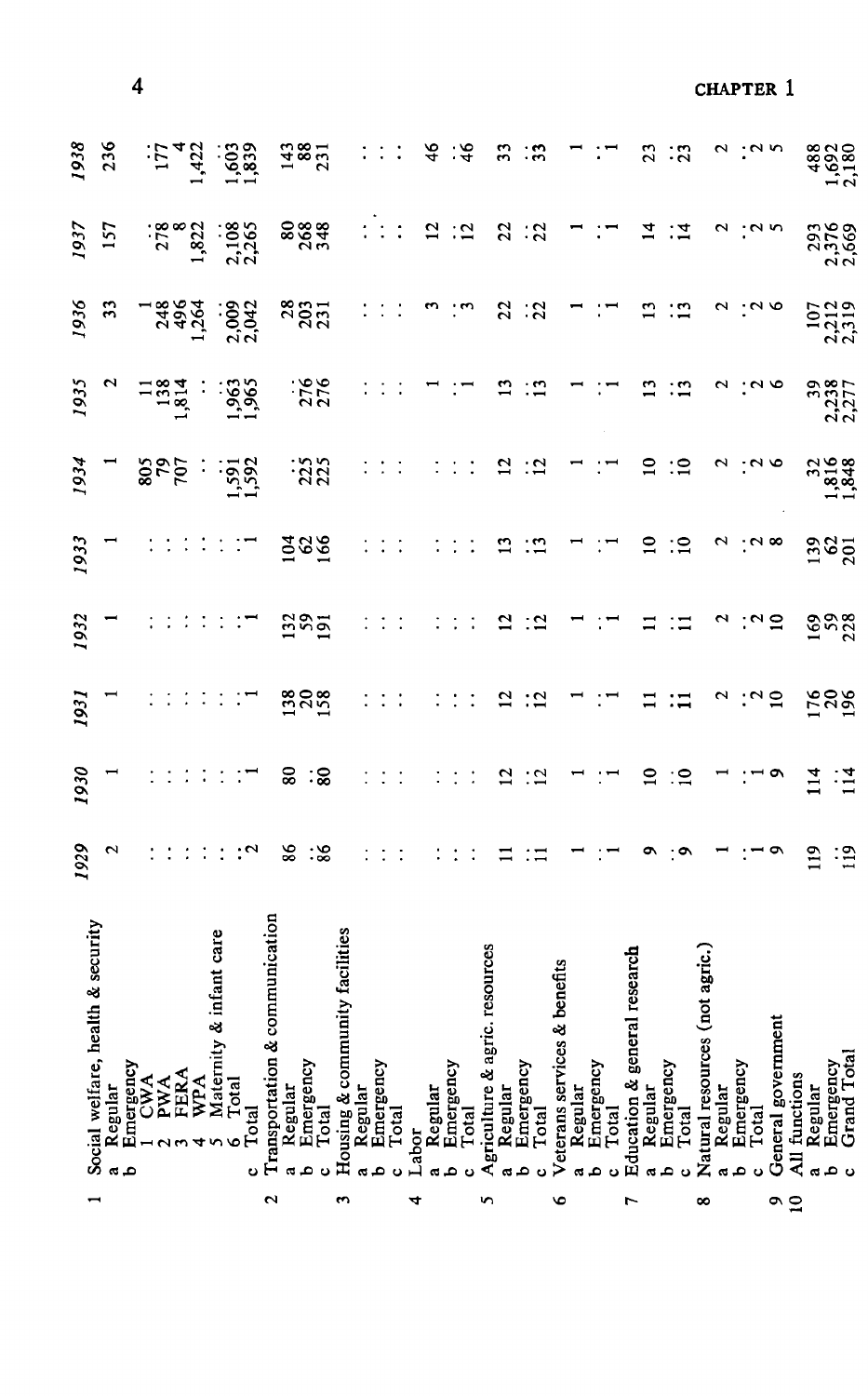| | 1929 | 1930 | 1931 | 1932 | 1933 | 1934 | 1935 | 1936 | 1937 | 1938 |
|---|---|---|---|---|---|---|---|---|---|---|
| 1 Social welfare, health & security | | | | | | | | | | |
| a Regular | 2 | 1 | 1 | 1 | 1 | 1 | 2 | 33 | 157 | 236 |
| b Emergency | | | | | | | | | | |
| 1 CWA | . . | . . | . . | . . | . . | 805 | 11 | 1 | . . | . . |
| 2 PWA | . . | . . | . . | . . | . . | 79 | 138 | 248 | 278 | 177 |
| 3 FERA | . . | . . | . . | . . | . . | 707 | 1,814 | 496 | 8 | 4 |
| 4 WPA | . . | . . | . . | . . | . . | . . | . . | 1,264 | 1,822 | 1,422 |
| 5 Maternity & infant care | . . | . . | . . | . . | . . | . . | . . | . . | . . | . . |
| 6 Total | . . | . . | . . | . . | . . | 1,591 | 1,963 | 2,009 | 2,108 | 1,603 |
| c Total | 2 | 1 | 1 | 1 | 1 | 1,592 | 1,965 | 2,042 | 2,265 | 1,839 |
| 2 Transportation & communication | | | | | | | | | | |
| a Regular | 86 | 80 | 138 | 132 | 104 | . . | . . | 28 | 80 | 143 |
| b Emergency | . . | . . | 20 | 59 | 62 | 225 | 276 | 203 | 268 | 88 |
| c Total | 86 | 80 | 158 | 191 | 166 | 225 | 276 | 231 | 348 | 231 |
| 3 Housing & community facilities | | | | | | | | | | |
| a Regular | . . | . . | . . | . . | . . | . . | . . | . . | . . | . . |
| b Emergency | . . | . . | . . | . . | . . | . . | . . | . . | . . | . . |
| c Total | . . | . . | . . | . . | . . | . . | . . | . . | . . | . . |
| 4 Labor | | | | | | | | | | |
| a Regular | . . | . . | . . | . . | . . | . . | 1 | 3 | 12 | 46 |
| b Emergency | . . | . . | . . | . . | . . | . . | . . | . . | . . | . . |
| c Total | . . | . . | . . | . . | . . | . . | 1 | 3 | 12 | 46 |
| 5 Agriculture & agric. resources | | | | | | | | | | |
| a Regular | 11 | 12 | 12 | 12 | 13 | 12 | 13 | 22 | 22 | 33 |
| b Emergency | . . | . . | . . | . . | . . | . . | . . | . . | . . | . . |
| c Total | 11 | 12 | 12 | 12 | 13 | 12 | 13 | 22 | 22 | 33 |
| 6 Veterans services & benefits | | | | | | | | | | |
| a Regular | 1 | 1 | 1 | 1 | 1 | 1 | 1 | 1 | 1 | 1 |
| b Emergency | . . | . . | . . | . . | . . | . . | . . | . . | . . | . . |
| c Total | 1 | 1 | 1 | 1 | 1 | 1 | 1 | 1 | 1 | 1 |
| 7 Education & general research | | | | | | | | | | |
| a Regular | 9 | 10 | 11 | 11 | 10 | 10 | 13 | 13 | 14 | 23 |
| b Emergency | . . | . . | . . | . . | . . | . . | . . | . . | . . | . . |
| c Total | 9 | 10 | 11 | 11 | 10 | 10 | 13 | 13 | 14 | 23 |
| 8 Natural resources (not agric.) | | | | | | | | | | |
| a Regular | 1 | 1 | 2 | 2 | 2 | 2 | 2 | 2 | 2 | 2 |
| b Emergency | . . | . . | . . | . . | . . | . . | . . | . . | . . | . . |
| c Total | 1 | 1 | 2 | 2 | 2 | 2 | 2 | 2 | 2 | 2 |
| 9 General government | 9 | 9 | 10 | 10 | 8 | 6 | 6 | 6 | 5 | 5 |
| 10 All functions | | | | | | | | | | |
| a Regular | 119 | 114 | 176 | 169 | 139 | 32 | 39 | 107 | 293 | 488 |
| b Emergency | . . | . . | 20 | 59 | 62 | 1,816 | 2,238 | 2,212 | 2,376 | 1,692 |
| c Grand Total | 119 | 114 | 196 | 228 | 201 | 1,848 | 2,277 | 2,319 | 2,669 | 2,180 |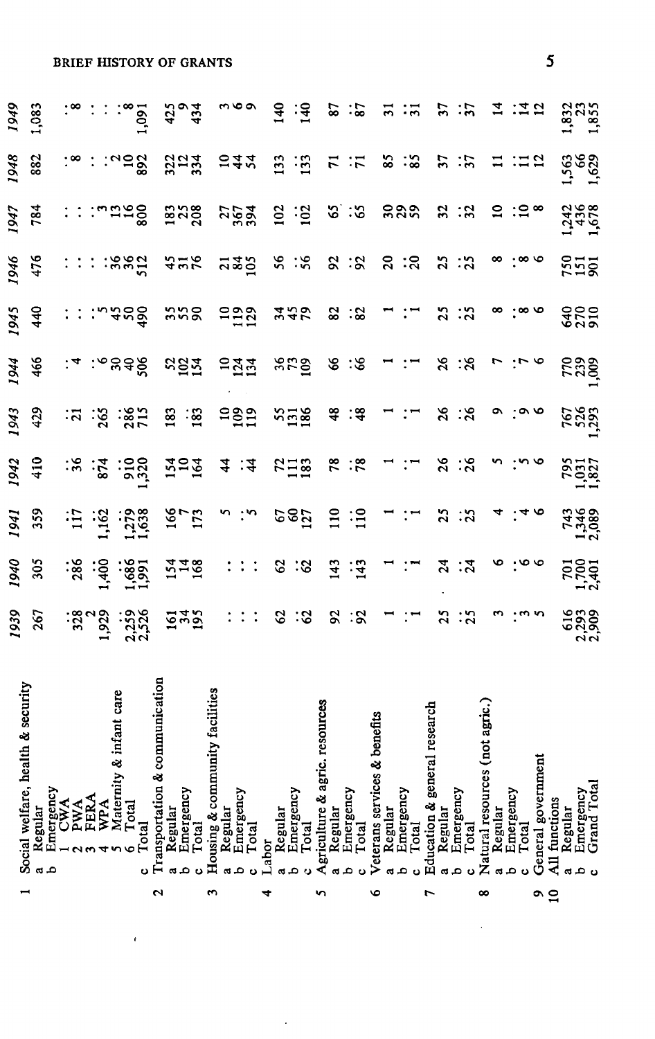| | 1939 | 1940 | 1941 | 1942 | 1943 | 1944 | 1945 | 1946 | 1947 | 1948 | 1949 |
|---|---|---|---|---|---|---|---|---|---|---|---|
| **1 Social welfare, health & security** | | | | | | | | | | | |
| a Regular | 267 | 305 | 359 | 410 | 429 | 466 | 440 | 476 | 784 | 882 | 1,083 |
| b Emergency | | | | | | | | | | | |
| 1 CWA | ... | ... | ... | ... | ... | ... | ... | ... | ... | ... | ... |
| 2 PWA | 328 | 286 | 117 | 36 | 21 | 4 | ... | ... | ... | 8 | 8 |
| 3 FERA | 2 | ... | ... | ... | ... | ... | ... | ... | ... | ... | ... |
| 4 WPA | 1,929 | 1,400 | 1,162 | 874 | 265 | 6 | 5 | ... | 3 | ... | ... |
| 5 Maternity & infant care | ... | ... | ... | ... | ... | 30 | 45 | 36 | 13 | 2 | ... |
| 6 Total | 2,259 | 1,686 | 1,279 | 910 | 286 | 40 | 50 | 36 | 16 | 10 | 8 |
| c Total | 2,526 | 1,991 | 1,638 | 1,320 | 715 | 506 | 490 | 512 | 800 | 892 | 1,091 |
| **2 Transportation & communication** | | | | | | | | | | | |
| a Regular | 161 | 154 | 166 | 154 | 183 | 52 | 35 | 45 | 183 | 322 | 425 |
| b Emergency | 34 | 14 | 7 | 10 | ... | 102 | 55 | 31 | 25 | 12 | 9 |
| c Total | 195 | 168 | 173 | 164 | 183 | 154 | 90 | 76 | 208 | 334 | 434 |
| **3 Housing & community facilities** | | | | | | | | | | | |
| a Regular | ... | ... | 5 | 44 | 10 | 10 | 10 | 21 | 27 | 10 | 3 |
| b Emergency | ... | ... | ... | ... | 109 | 124 | 119 | 84 | 367 | 44 | 6 |
| c Total | ... | ... | 5 | 44 | 119 | 134 | 129 | 105 | 394 | 54 | 9 |
| **4 Labor** | | | | | | | | | | | |
| a Regular | 62 | 62 | 67 | 72 | 55 | 36 | 34 | 56 | 102 | 133 | 140 |
| b Emergency | ... | ... | 60 | 111 | 131 | 73 | 45 | ... | ... | ... | ... |
| c Total | 62 | 62 | 127 | 183 | 186 | 109 | 79 | 56 | 102 | 133 | 140 |
| **5 Agriculture & agric. resources** | | | | | | | | | | | |
| a Regular | 92 | 143 | 110 | 78 | 48 | 66 | 82 | 92 | 65 | 71 | 87 |
| b Emergency | ... | ... | ... | ... | ... | ... | ... | ... | ... | ... | ... |
| c Total | 92 | 143 | 110 | 78 | 48 | 66 | 82 | 92 | 65 | 71 | 87 |
| **6 Veterans services & benefits** | | | | | | | | | | | |
| a Regular | 1 | 1 | 1 | 1 | 1 | 1 | 1 | 20 | 30 | 85 | 31 |
| b Emergency | ... | ... | ... | ... | ... | ... | ... | ... | 29 | ... | ... |
| c Total | 1 | 1 | 1 | 1 | 1 | 1 | 1 | 20 | 59 | 85 | 31 |
| **7 Education & general research** | | | | | | | | | | | |
| a Regular | 25 | 24 | 25 | 26 | 26 | 26 | 25 | 25 | 32 | 37 | 37 |
| b Emergency | ... | ... | ... | ... | ... | ... | ... | ... | ... | ... | ... |
| c Total | 25 | 24 | 25 | 26 | 26 | 26 | 25 | 25 | 32 | 37 | 37 |
| **8 Natural resources (not agric.)** | | | | | | | | | | | |
| a Regular | 3 | 6 | 4 | 5 | 9 | 7 | 8 | 8 | 10 | 11 | 14 |
| b Emergency | ... | ... | ... | ... | ... | ... | ... | ... | ... | ... | ... |
| c Total | 3 | 6 | 4 | 5 | 9 | 7 | 8 | 8 | 10 | 11 | 14 |
| **9 General government** | 5 | 6 | 6 | 6 | 6 | 6 | 6 | 6 | 8 | 12 | 12 |
| **10 All functions** | | | | | | | | | | | |
| a Regular | 616 | 701 | 743 | 795 | 767 | 770 | 640 | 750 | 1,242 | 1,563 | 1,832 |
| b Emergency | 2,293 | 1,700 | 1,346 | 1,031 | 526 | 239 | 270 | 151 | 436 | 66 | 23 |
| c Grand Total | 2,909 | 2,401 | 2,089 | 1,827 | 1,293 | 1,009 | 910 | 901 | 1,678 | 1,629 | 1,855 |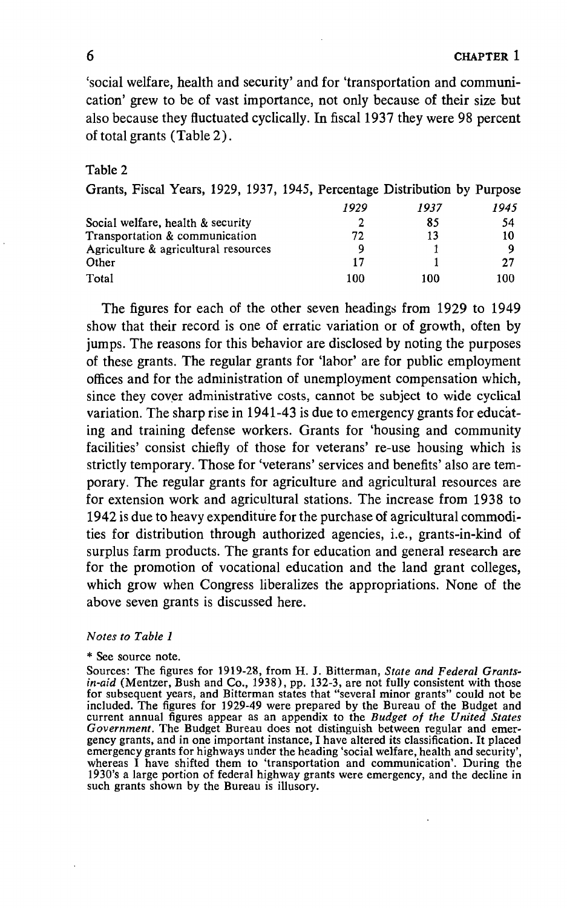'social welfare, health and security' and for 'transportation and communication' grew to be of vast importance, not only because of their size but also because they fluctuated cyclically. In fiscal 1937 they were 98 percent of total grants (Table 2).

Table 2

Grants, Fiscal Years, 1929, 1937, 1945, Percentage Distribution by Purpose

| | *1929* | *1937* | *1945* |
|---|---|---|---|
| Social welfare, health & security | 2 | 85 | 54 |
| Transportation & communication | 72 | 13 | 10 |
| Agriculture & agricultural resources | 9 | 1 | 9 |
| Other | 17 | 1 | 27 |
| Total | 100 | 100 | 100 |

The figures for each of the other seven headings from 1929 to 1949 show that their record is one of erratic variation or of growth, often by jumps. The reasons for this behavior are disclosed by noting the purposes of these grants. The regular grants for 'labor' are for public employment offices and for the administration of unemployment compensation which, since they cover administrative costs, cannot be subject to wide cyclical variation. The sharp rise in 1941-43 is due to emergency grants for educating and training defense workers. Grants for 'housing and community facilities' consist chiefly of those for veterans' re-use housing which is strictly temporary. Those for 'veterans' services and benefits' also are temporary. The regular grants for agriculture and agricultural resources are for extension work and agricultural stations. The increase from 1938 to 1942 is due to heavy expenditure for the purchase of agricultural commodities for distribution through authorized agencies, i.e., grants-in-kind of surplus farm products. The grants for education and general research are for the promotion of vocational education and the land grant colleges, which grow when Congress liberalizes the appropriations. None of the above seven grants is discussed here.

*Notes to Table 1*

* See source note.

Sources: The figures for 1919-28, from H. J. Bitterman, *State and Federal Grants-in-aid* (Mentzer, Bush and Co., 1938), pp. 132-3, are not fully consistent with those for subsequent years, and Bitterman states that "several minor grants" could not be included. The figures for 1929-49 were prepared by the Bureau of the Budget and current annual figures appear as an appendix to the *Budget of the United States Government*. The Budget Bureau does not distinguish between regular and emergency grants, and in one important instance, I have altered its classification. It placed emergency grants for highways under the heading 'social welfare, health and security', whereas I have shifted them to 'transportation and communication'. During the 1930's a large portion of federal highway grants were emergency, and the decline in such grants shown by the Bureau is illusory.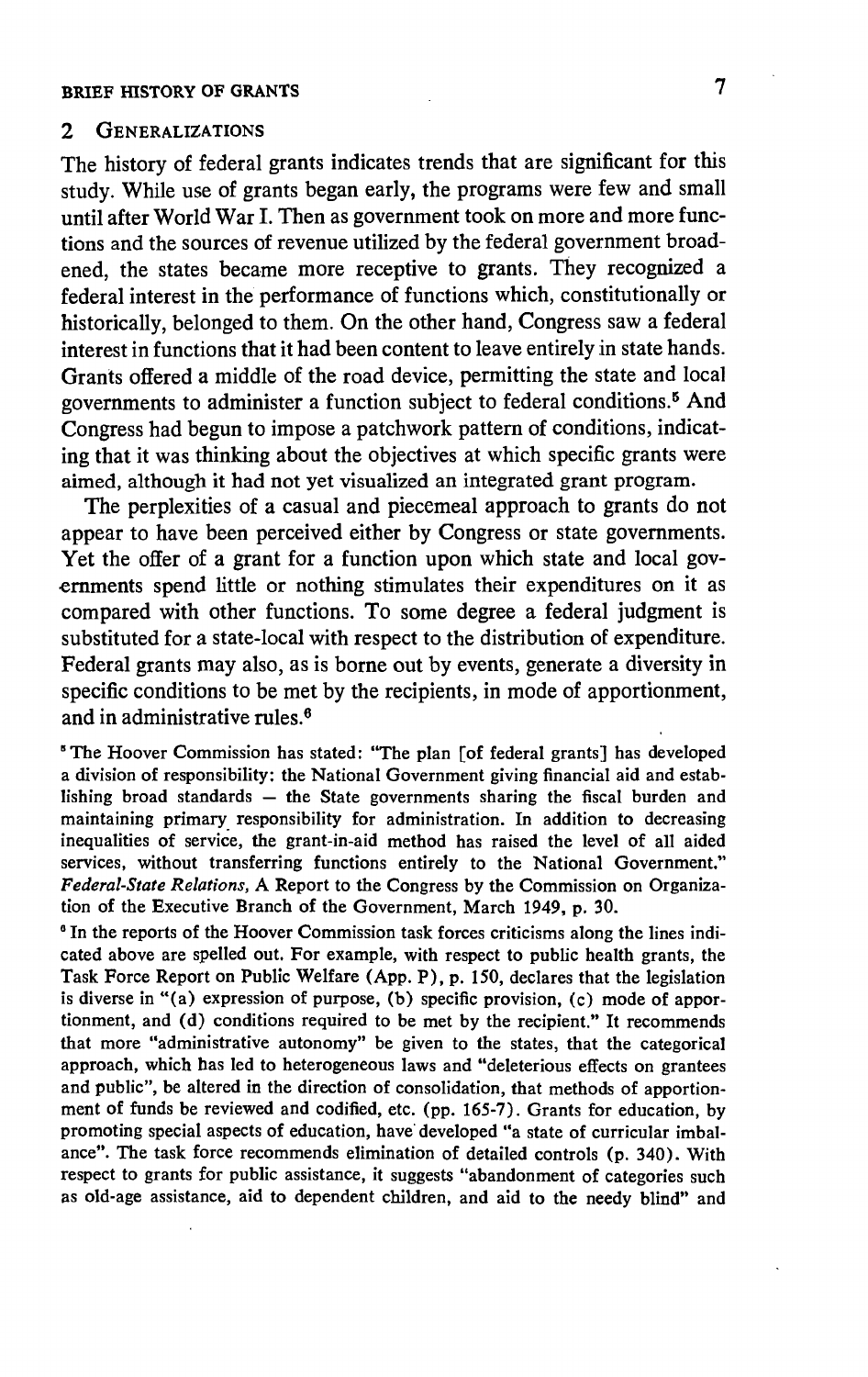## 2 Generalizations

The history of federal grants indicates trends that are significant for this study. While use of grants began early, the programs were few and small until after World War I. Then as government took on more and more functions and the sources of revenue utilized by the federal government broadened, the states became more receptive to grants. They recognized a federal interest in the performance of functions which, constitutionally or historically, belonged to them. On the other hand, Congress saw a federal interest in functions that it had been content to leave entirely in state hands. Grants offered a middle of the road device, permitting the state and local governments to administer a function subject to federal conditions.[5] And Congress had begun to impose a patchwork pattern of conditions, indicating that it was thinking about the objectives at which specific grants were aimed, although it had not yet visualized an integrated grant program.

The perplexities of a casual and piecemeal approach to grants do not appear to have been perceived either by Congress or state governments. Yet the offer of a grant for a function upon which state and local governments spend little or nothing stimulates their expenditures on it as compared with other functions. To some degree a federal judgment is substituted for a state-local with respect to the distribution of expenditure. Federal grants may also, as is borne out by events, generate a diversity in specific conditions to be met by the recipients, in mode of apportionment, and in administrative rules.[6]

[5] The Hoover Commission has stated: "The plan [of federal grants] has developed a division of responsibility: the National Government giving financial aid and establishing broad standards – the State governments sharing the fiscal burden and maintaining primary responsibility for administration. In addition to decreasing inequalities of service, the grant-in-aid method has raised the level of all aided services, without transferring functions entirely to the National Government." *Federal-State Relations*, A Report to the Congress by the Commission on Organization of the Executive Branch of the Government, March 1949, p. 30.

[6] In the reports of the Hoover Commission task forces criticisms along the lines indicated above are spelled out. For example, with respect to public health grants, the Task Force Report on Public Welfare (App. P), p. 150, declares that the legislation is diverse in "(a) expression of purpose, (b) specific provision, (c) mode of apportionment, and (d) conditions required to be met by the recipient." It recommends that more "administrative autonomy" be given to the states, that the categorical approach, which has led to heterogeneous laws and "deleterious effects on grantees and public", be altered in the direction of consolidation, that methods of apportionment of funds be reviewed and codified, etc. (pp. 165-7). Grants for education, by promoting special aspects of education, have developed "a state of curricular imbalance". The task force recommends elimination of detailed controls (p. 340). With respect to grants for public assistance, it suggests "abandonment of categories such as old-age assistance, aid to dependent children, and aid to the needy blind" and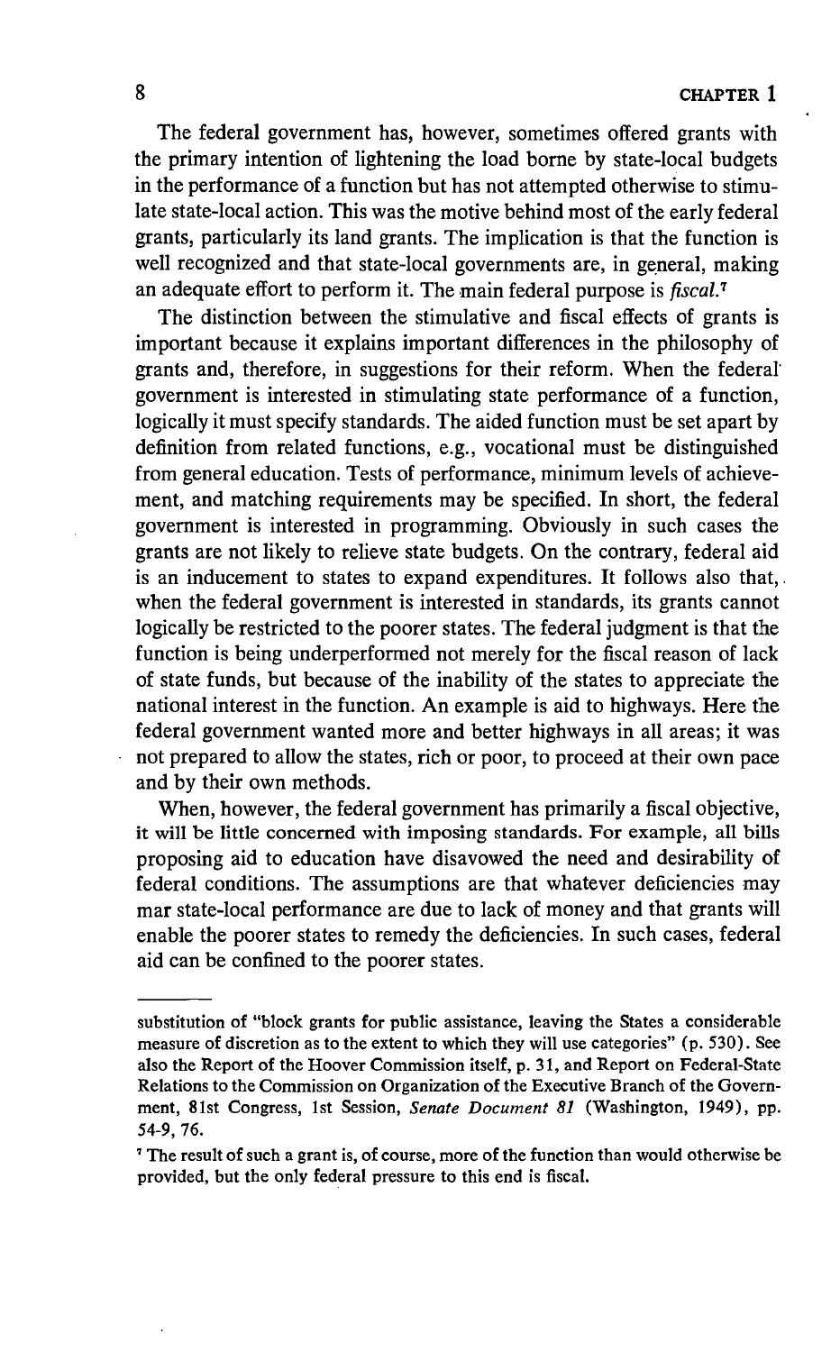The federal government has, however, sometimes offered grants with the primary intention of lightening the load borne by state-local budgets in the performance of a function but has not attempted otherwise to stimulate state-local action. This was the motive behind most of the early federal grants, particularly its land grants. The implication is that the function is well recognized and that state-local governments are, in general, making an adequate effort to perform it. The main federal purpose is *fiscal*.[7]

The distinction between the stimulative and fiscal effects of grants is important because it explains important differences in the philosophy of grants and, therefore, in suggestions for their reform. When the federal government is interested in stimulating state performance of a function, logically it must specify standards. The aided function must be set apart by definition from related functions, e.g., vocational must be distinguished from general education. Tests of performance, minimum levels of achievement, and matching requirements may be specified. In short, the federal government is interested in programming. Obviously in such cases the grants are not likely to relieve state budgets. On the contrary, federal aid is an inducement to states to expand expenditures. It follows also that, when the federal government is interested in standards, its grants cannot logically be restricted to the poorer states. The federal judgment is that the function is being underperformed not merely for the fiscal reason of lack of state funds, but because of the inability of the states to appreciate the national interest in the function. An example is aid to highways. Here the federal government wanted more and better highways in all areas; it was not prepared to allow the states, rich or poor, to proceed at their own pace and by their own methods.

When, however, the federal government has primarily a fiscal objective, it will be little concerned with imposing standards. For example, all bills proposing aid to education have disavowed the need and desirability of federal conditions. The assumptions are that whatever deficiencies may mar state-local performance are due to lack of money and that grants will enable the poorer states to remedy the deficiencies. In such cases, federal aid can be confined to the poorer states.

---

substitution of "block grants for public assistance, leaving the States a considerable measure of discretion as to the extent to which they will use categories" (p. 530). See also the Report of the Hoover Commission itself, p. 31, and Report on Federal-State Relations to the Commission on Organization of the Executive Branch of the Government, 81st Congress, 1st Session, *Senate Document 81* (Washington, 1949), pp. 54-9, 76.

[7] The result of such a grant is, of course, more of the function than would otherwise be provided, but the only federal pressure to this end is fiscal.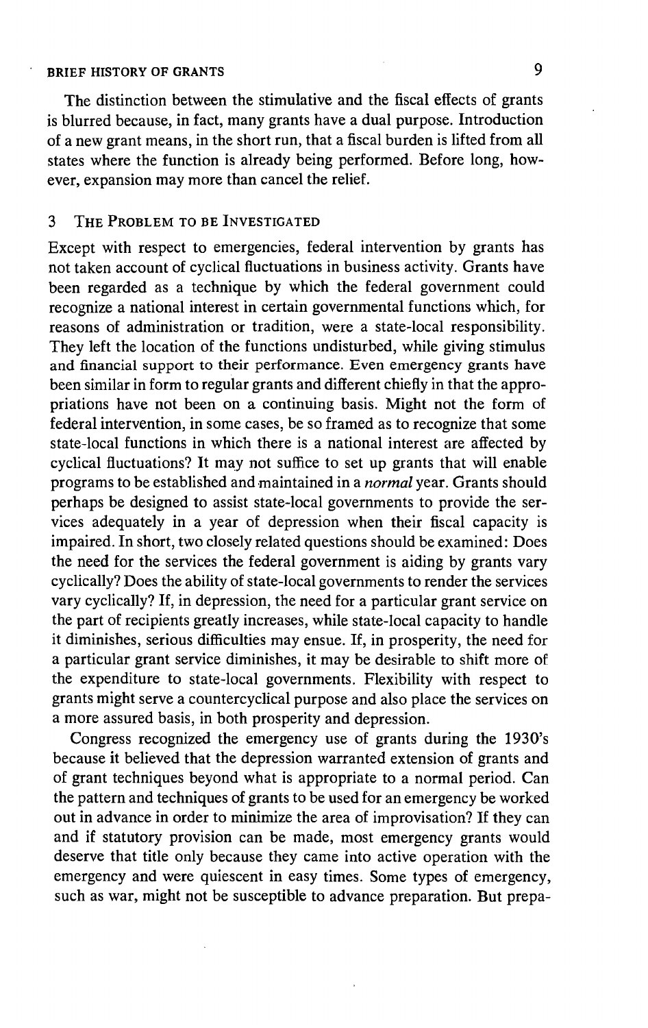The distinction between the stimulative and the fiscal effects of grants is blurred because, in fact, many grants have a dual purpose. Introduction of a new grant means, in the short run, that a fiscal burden is lifted from all states where the function is already being performed. Before long, however, expansion may more than cancel the relief.

## 3 The Problem to be Investigated

Except with respect to emergencies, federal intervention by grants has not taken account of cyclical fluctuations in business activity. Grants have been regarded as a technique by which the federal government could recognize a national interest in certain governmental functions which, for reasons of administration or tradition, were a state-local responsibility. They left the location of the functions undisturbed, while giving stimulus and financial support to their performance. Even emergency grants have been similar in form to regular grants and different chiefly in that the appropriations have not been on a continuing basis. Might not the form of federal intervention, in some cases, be so framed as to recognize that some state-local functions in which there is a national interest are affected by cyclical fluctuations? It may not suffice to set up grants that will enable programs to be established and maintained in a *normal* year. Grants should perhaps be designed to assist state-local governments to provide the services adequately in a year of depression when their fiscal capacity is impaired. In short, two closely related questions should be examined: Does the need for the services the federal government is aiding by grants vary cyclically? Does the ability of state-local governments to render the services vary cyclically? If, in depression, the need for a particular grant service on the part of recipients greatly increases, while state-local capacity to handle it diminishes, serious difficulties may ensue. If, in prosperity, the need for a particular grant service diminishes, it may be desirable to shift more of the expenditure to state-local governments. Flexibility with respect to grants might serve a countercyclical purpose and also place the services on a more assured basis, in both prosperity and depression.

Congress recognized the emergency use of grants during the 1930's because it believed that the depression warranted extension of grants and of grant techniques beyond what is appropriate to a normal period. Can the pattern and techniques of grants to be used for an emergency be worked out in advance in order to minimize the area of improvisation? If they can and if statutory provision can be made, most emergency grants would deserve that title only because they came into active operation with the emergency and were quiescent in easy times. Some types of emergency, such as war, might not be susceptible to advance preparation. But prepa-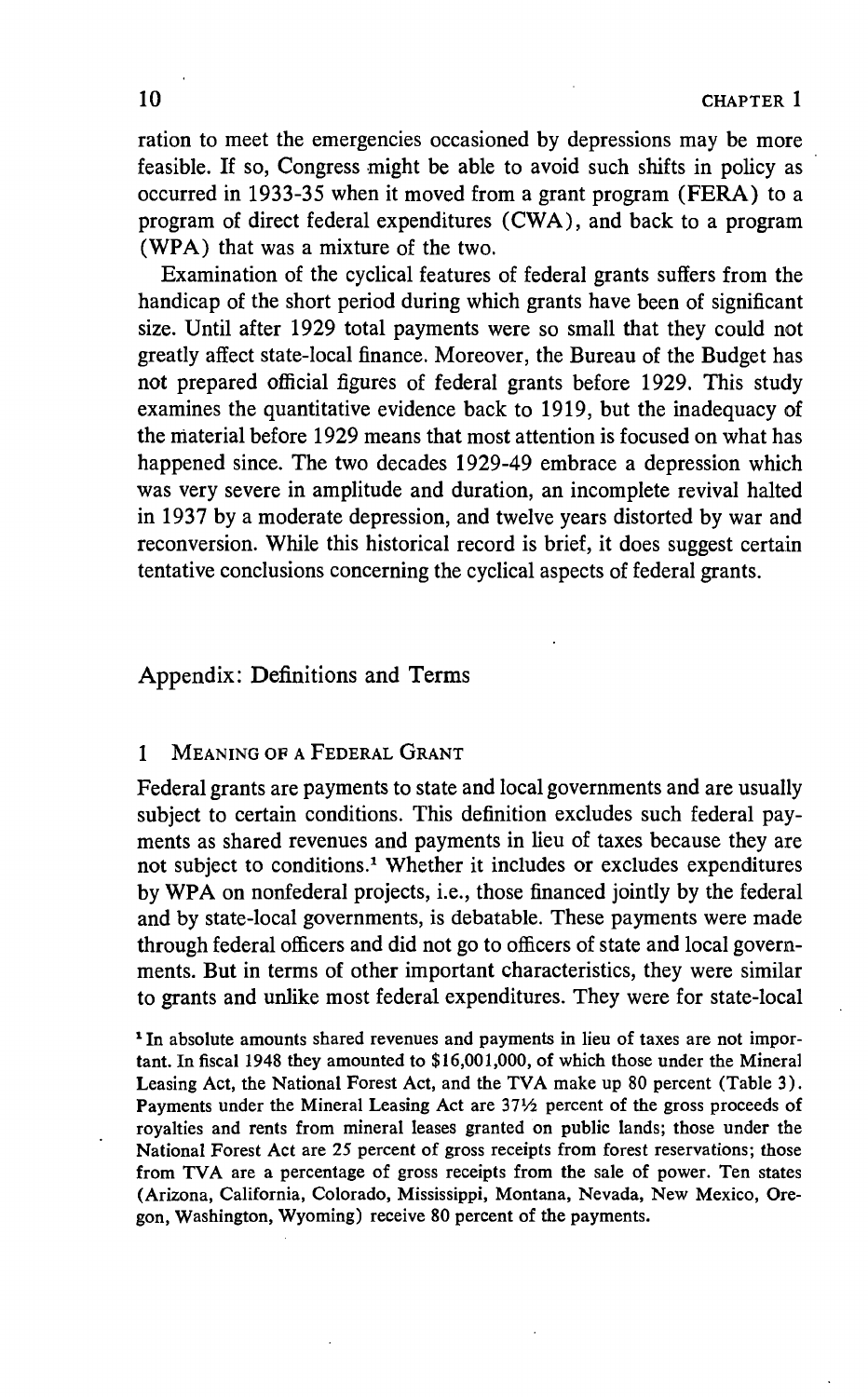ration to meet the emergencies occasioned by depressions may be more feasible. If so, Congress might be able to avoid such shifts in policy as occurred in 1933-35 when it moved from a grant program (FERA) to a program of direct federal expenditures (CWA), and back to a program (WPA) that was a mixture of the two.

Examination of the cyclical features of federal grants suffers from the handicap of the short period during which grants have been of significant size. Until after 1929 total payments were so small that they could not greatly affect state-local finance. Moreover, the Bureau of the Budget has not prepared official figures of federal grants before 1929. This study examines the quantitative evidence back to 1919, but the inadequacy of the material before 1929 means that most attention is focused on what has happened since. The two decades 1929-49 embrace a depression which was very severe in amplitude and duration, an incomplete revival halted in 1937 by a moderate depression, and twelve years distorted by war and reconversion. While this historical record is brief, it does suggest certain tentative conclusions concerning the cyclical aspects of federal grants.

## Appendix: Definitions and Terms

### 1 Meaning of a Federal Grant

Federal grants are payments to state and local governments and are usually subject to certain conditions. This definition excludes such federal payments as shared revenues and payments in lieu of taxes because they are not subject to conditions.[1] Whether it includes or excludes expenditures by WPA on nonfederal projects, i.e., those financed jointly by the federal and by state-local governments, is debatable. These payments were made through federal officers and did not go to officers of state and local governments. But in terms of other important characteristics, they were similar to grants and unlike most federal expenditures. They were for state-local

[1] In absolute amounts shared revenues and payments in lieu of taxes are not important. In fiscal 1948 they amounted to $16,001,000, of which those under the Mineral Leasing Act, the National Forest Act, and the TVA make up 80 percent (Table 3). Payments under the Mineral Leasing Act are 37½ percent of the gross proceeds of royalties and rents from mineral leases granted on public lands; those under the National Forest Act are 25 percent of gross receipts from forest reservations; those from TVA are a percentage of gross receipts from the sale of power. Ten states (Arizona, California, Colorado, Mississippi, Montana, Nevada, New Mexico, Oregon, Washington, Wyoming) receive 80 percent of the payments.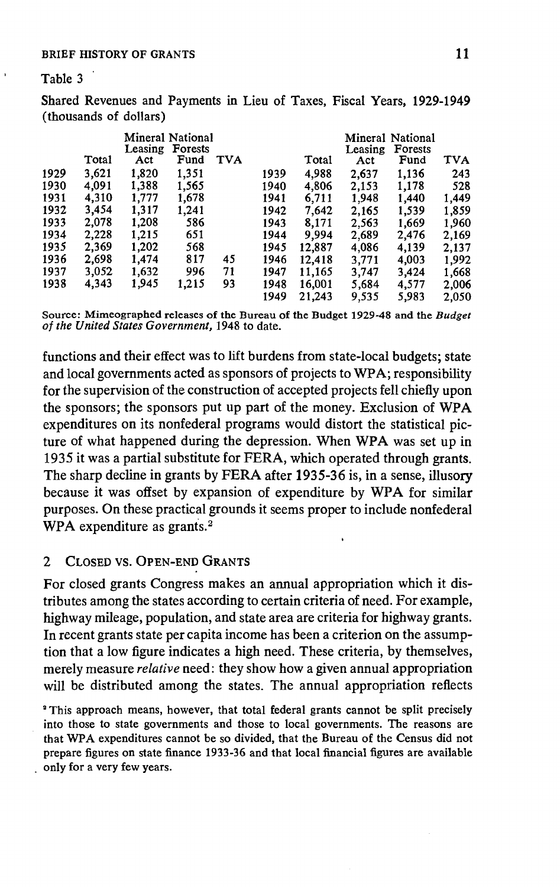Table 3

Shared Revenues and Payments in Lieu of Taxes, Fiscal Years, 1929-1949 (thousands of dollars)

| | Total | Mineral Leasing Act | National Forests Fund | TVA |
|---|---|---|---|---|
| 1929 | 3,621 | 1,820 | 1,351 | |
| 1930 | 4,091 | 1,388 | 1,565 | |
| 1931 | 4,310 | 1,777 | 1,678 | |
| 1932 | 3,454 | 1,317 | 1,241 | |
| 1933 | 2,078 | 1,208 | 586 | |
| 1934 | 2,228 | 1,215 | 651 | |
| 1935 | 2,369 | 1,202 | 568 | |
| 1936 | 2,698 | 1,474 | 817 | 45 |
| 1937 | 3,052 | 1,632 | 996 | 71 |
| 1938 | 4,343 | 1,945 | 1,215 | 93 |
| 1939 | 4,988 | 2,637 | 1,136 | 243 |
| 1940 | 4,806 | 2,153 | 1,178 | 528 |
| 1941 | 6,711 | 1,948 | 1,440 | 1,449 |
| 1942 | 7,642 | 2,165 | 1,539 | 1,859 |
| 1943 | 8,171 | 2,563 | 1,669 | 1,960 |
| 1944 | 9,994 | 2,689 | 2,476 | 2,169 |
| 1945 | 12,887 | 4,086 | 4,139 | 2,137 |
| 1946 | 12,418 | 3,771 | 4,003 | 1,992 |
| 1947 | 11,165 | 3,747 | 3,424 | 1,668 |
| 1948 | 16,001 | 5,684 | 4,577 | 2,006 |
| 1949 | 21,243 | 9,535 | 5,983 | 2,050 |

Source: Mimeographed releases of the Bureau of the Budget 1929-48 and the *Budget of the United States Government*, 1948 to date.

functions and their effect was to lift burdens from state-local budgets; state and local governments acted as sponsors of projects to WPA; responsibility for the supervision of the construction of accepted projects fell chiefly upon the sponsors; the sponsors put up part of the money. Exclusion of WPA expenditures on its nonfederal programs would distort the statistical picture of what happened during the depression. When WPA was set up in 1935 it was a partial substitute for FERA, which operated through grants. The sharp decline in grants by FERA after 1935-36 is, in a sense, illusory because it was offset by expansion of expenditure by WPA for similar purposes. On these practical grounds it seems proper to include nonfederal WPA expenditure as grants.[2]

## 2 Closed vs. Open-End Grants

For closed grants Congress makes an annual appropriation which it distributes among the states according to certain criteria of need. For example, highway mileage, population, and state area are criteria for highway grants. In recent grants state per capita income has been a criterion on the assumption that a low figure indicates a high need. These criteria, by themselves, merely measure *relative* need: they show how a given annual appropriation will be distributed among the states. The annual appropriation reflects

[2] This approach means, however, that total federal grants cannot be split precisely into those to state governments and those to local governments. The reasons are that WPA expenditures cannot be so divided, that the Bureau of the Census did not prepare figures on state finance 1933-36 and that local financial figures are available only for a very few years.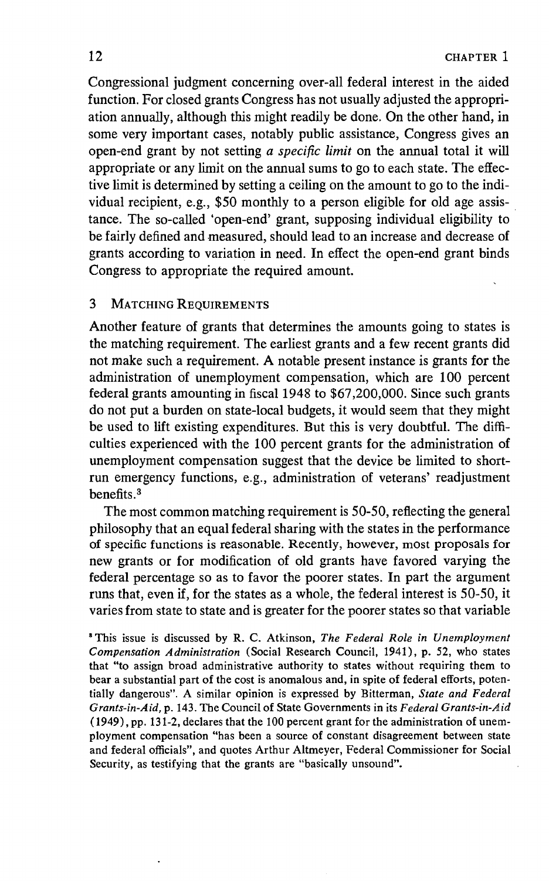Congressional judgment concerning over-all federal interest in the aided function. For closed grants Congress has not usually adjusted the appropriation annually, although this might readily be done. On the other hand, in some very important cases, notably public assistance, Congress gives an open-end grant by not setting *a specific limit* on the annual total it will appropriate or any limit on the annual sums to go to each state. The effective limit is determined by setting a ceiling on the amount to go to the individual recipient, e.g., $50 monthly to a person eligible for old age assistance. The so-called 'open-end' grant, supposing individual eligibility to be fairly defined and measured, should lead to an increase and decrease of grants according to variation in need. In effect the open-end grant binds Congress to appropriate the required amount.

## 3 Matching Requirements

Another feature of grants that determines the amounts going to states is the matching requirement. The earliest grants and a few recent grants did not make such a requirement. A notable present instance is grants for the administration of unemployment compensation, which are 100 percent federal grants amounting in fiscal 1948 to $67,200,000. Since such grants do not put a burden on state-local budgets, it would seem that they might be used to lift existing expenditures. But this is very doubtful. The difficulties experienced with the 100 percent grants for the administration of unemployment compensation suggest that the device be limited to short-run emergency functions, e.g., administration of veterans' readjustment benefits.[3]

The most common matching requirement is 50-50, reflecting the general philosophy that an equal federal sharing with the states in the performance of specific functions is reasonable. Recently, however, most proposals for new grants or for modification of old grants have favored varying the federal percentage so as to favor the poorer states. In part the argument runs that, even if, for the states as a whole, the federal interest is 50-50, it varies from state to state and is greater for the poorer states so that variable

[3] This issue is discussed by R. C. Atkinson, *The Federal Role in Unemployment Compensation Administration* (Social Research Council, 1941), p. 52, who states that "to assign broad administrative authority to states without requiring them to bear a substantial part of the cost is anomalous and, in spite of federal efforts, potentially dangerous". A similar opinion is expressed by Bitterman, *State and Federal Grants-in-Aid*, p. 143. The Council of State Governments in its *Federal Grants-in-Aid* (1949), pp. 131-2, declares that the 100 percent grant for the administration of unemployment compensation "has been a source of constant disagreement between state and federal officials", and quotes Arthur Altmeyer, Federal Commissioner for Social Security, as testifying that the grants are "basically unsound".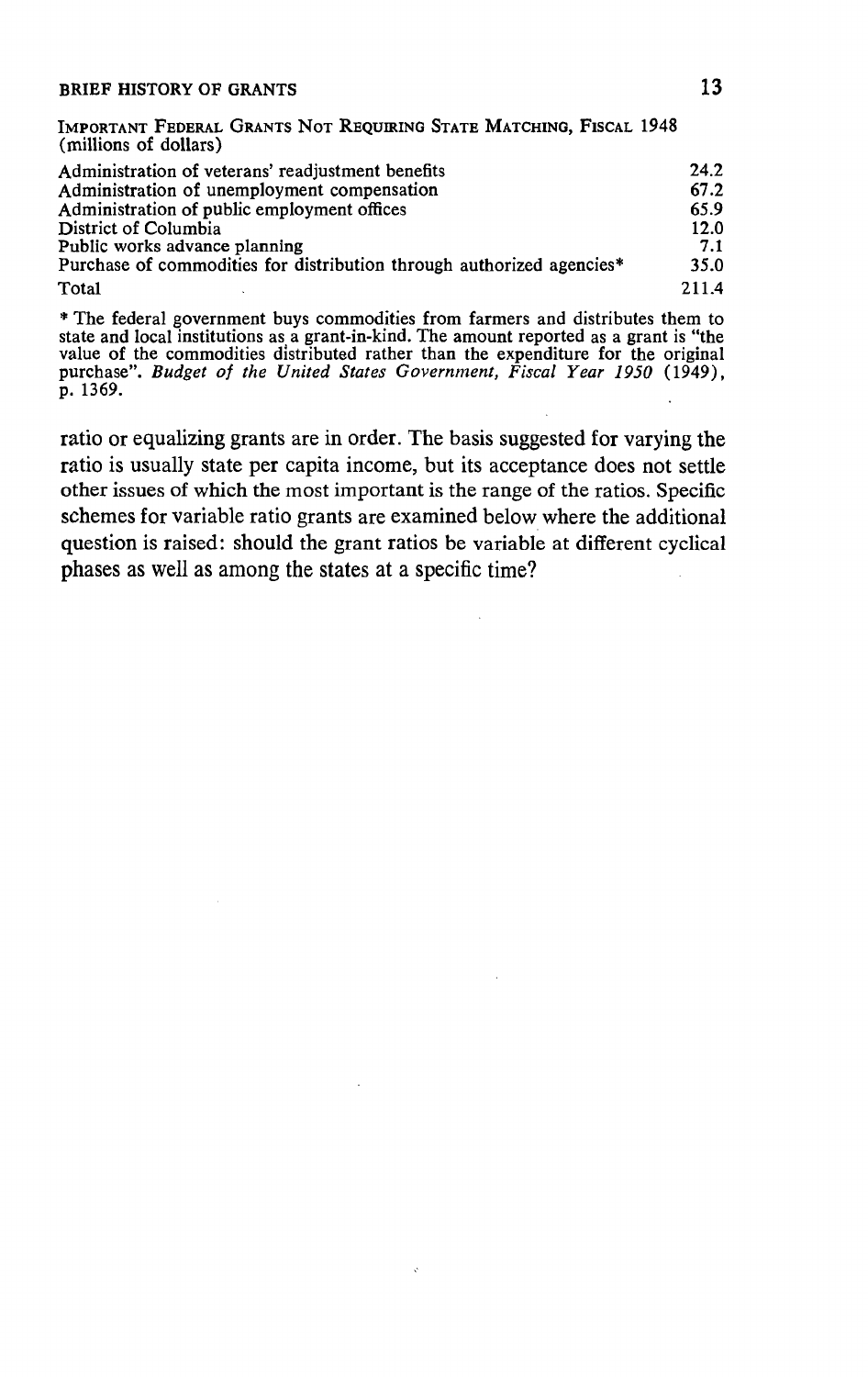IMPORTANT FEDERAL GRANTS NOT REQUIRING STATE MATCHING, FISCAL 1948
(millions of dollars)

| | |
|---|---|
| Administration of veterans' readjustment benefits | 24.2 |
| Administration of unemployment compensation | 67.2 |
| Administration of public employment offices | 65.9 |
| District of Columbia | 12.0 |
| Public works advance planning | 7.1 |
| Purchase of commodities for distribution through authorized agencies* | 35.0 |
| Total | 211.4 |

* The federal government buys commodities from farmers and distributes them to state and local institutions as a grant-in-kind. The amount reported as a grant is "the value of the commodities distributed rather than the expenditure for the original purchase". *Budget of the United States Government, Fiscal Year 1950* (1949), p. 1369.

ratio or equalizing grants are in order. The basis suggested for varying the ratio is usually state per capita income, but its acceptance does not settle other issues of which the most important is the range of the ratios. Specific schemes for variable ratio grants are examined below where the additional question is raised: should the grant ratios be variable at different cyclical phases as well as among the states at a specific time?